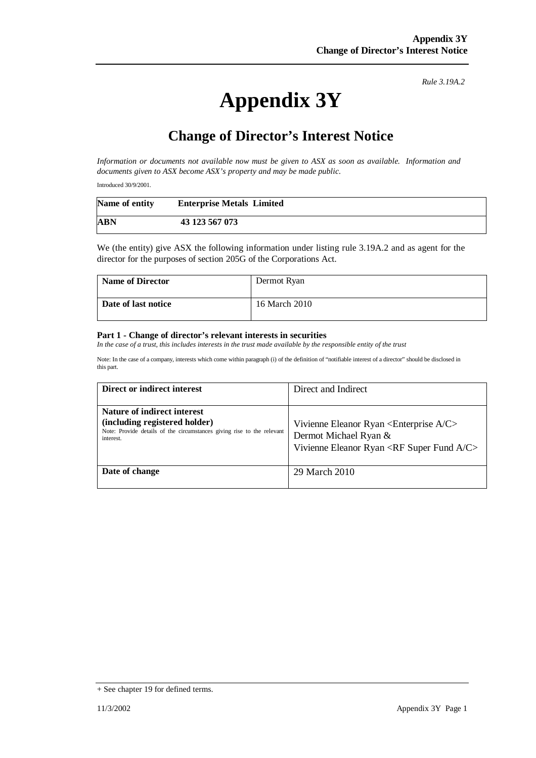*Rule 3.19A.2*

# Appendix 3Y

## Change of Director's Interest Notice

*Information or documents not available now must be given to ASX as soon as available. Information and documents given to ASX become ASX's property and may be made public.*

Introduced 30/9/2001.

| **Name of entity** | **Enterprise Metals Limited** |
|---|---|
| **ABN** | **43 123 567 073** |

We (the entity) give ASX the following information under listing rule 3.19A.2 and as agent for the director for the purposes of section 205G of the Corporations Act.

| **Name of Director** | Dermot Ryan |
|---|---|
| **Date of last notice** | 16 March 2010 |

**Part 1 - Change of director's relevant interests in securities**

*In the case of a trust, this includes interests in the trust made available by the responsible entity of the trust*

Note: In the case of a company, interests which come within paragraph (i) of the definition of "notifiable interest of a director" should be disclosed in this part.

| **Direct or indirect interest** | Direct and Indirect |
|---|---|
| **Nature of indirect interest (including registered holder)** Note: Provide details of the circumstances giving rise to the relevant interest. | Vivienne Eleanor Ryan <Enterprise A/C> Dermot Michael Ryan & Vivienne Eleanor Ryan <RF Super Fund A/C> |
| **Date of change** | 29 March 2010 |

+ See chapter 19 for defined terms.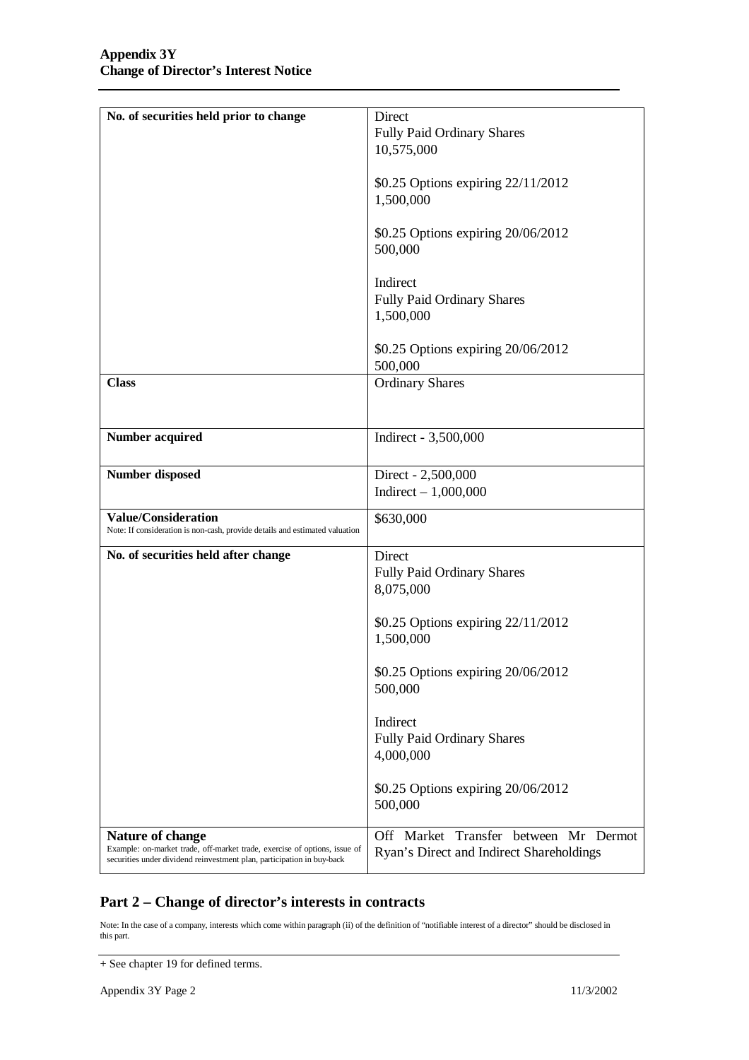| | |
|---|---|
| **No. of securities held prior to change** | Direct<br>Fully Paid Ordinary Shares<br>10,575,000<br><br>$0.25 Options expiring 22/11/2012<br>1,500,000<br><br>$0.25 Options expiring 20/06/2012<br>500,000<br><br>Indirect<br>Fully Paid Ordinary Shares<br>1,500,000<br><br>$0.25 Options expiring 20/06/2012<br>500,000 |
| **Class** | Ordinary Shares |
| **Number acquired** | Indirect - 3,500,000 |
| **Number disposed** | Direct - 2,500,000<br>Indirect – 1,000,000 |
| **Value/Consideration**<br>Note: If consideration is non-cash, provide details and estimated valuation | $630,000 |
| **No. of securities held after change** | Direct<br>Fully Paid Ordinary Shares<br>8,075,000<br><br>$0.25 Options expiring 22/11/2012<br>1,500,000<br><br>$0.25 Options expiring 20/06/2012<br>500,000<br><br>Indirect<br>Fully Paid Ordinary Shares<br>4,000,000<br><br>$0.25 Options expiring 20/06/2012<br>500,000 |
| **Nature of change**<br>Example: on-market trade, off-market trade, exercise of options, issue of securities under dividend reinvestment plan, participation in buy-back | Off Market Transfer between Mr Dermot Ryan's Direct and Indirect Shareholdings |

## Part 2 – Change of director's interests in contracts

Note: In the case of a company, interests which come within paragraph (ii) of the definition of "notifiable interest of a director" should be disclosed in this part.

+ See chapter 19 for defined terms.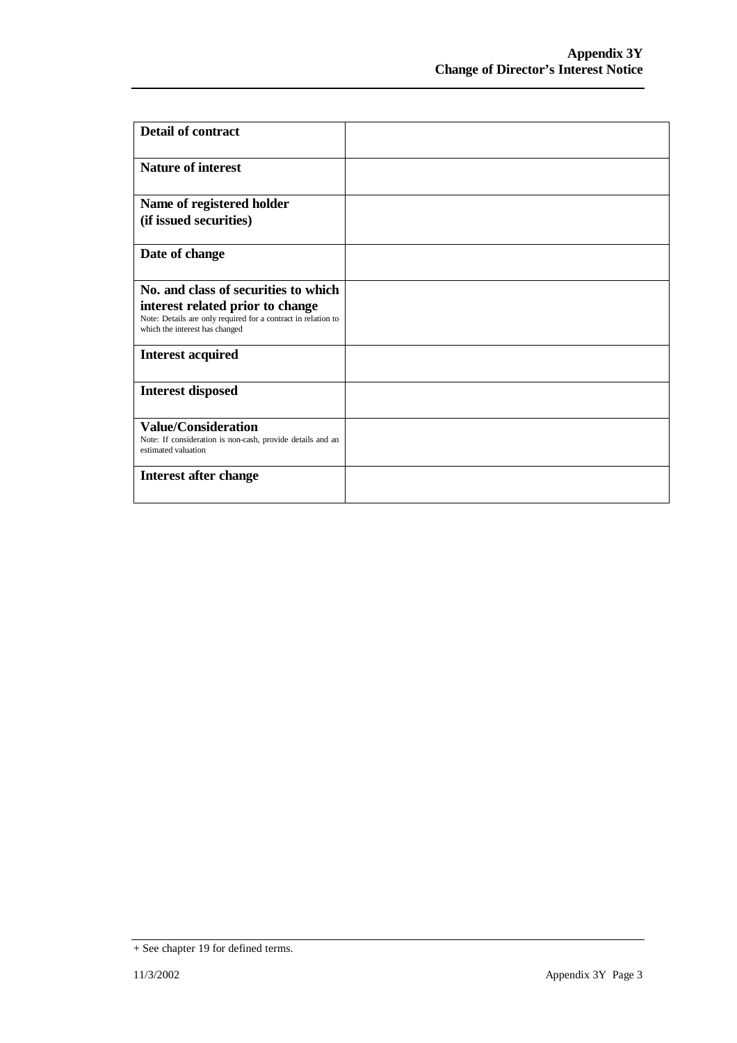| | |
|---|---|
| **Detail of contract** | |
| **Nature of interest** | |
| **Name of registered holder (if issued securities)** | |
| **Date of change** | |
| **No. and class of securities to which interest related prior to change** Note: Details are only required for a contract in relation to which the interest has changed | |
| **Interest acquired** | |
| **Interest disposed** | |
| **Value/Consideration** Note: If consideration is non-cash, provide details and an estimated valuation | |
| **Interest after change** | |

+ See chapter 19 for defined terms.